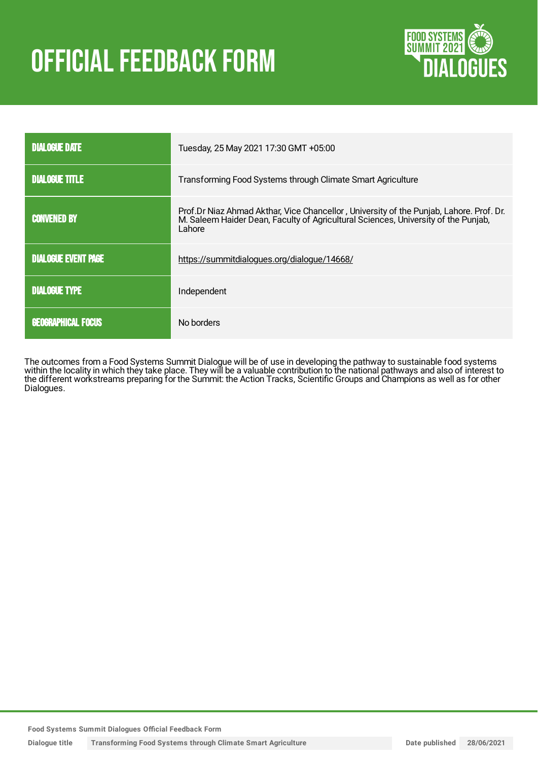# OFFICIAL FEEDBACK FORM

| | |
|---|---|
| DIALOGUE DATE | Tuesday, 25 May 2021 17:30 GMT +05:00 |
| DIALOGUE TITLE | Transforming Food Systems through Climate Smart Agriculture |
| CONVENED BY | Prof.Dr Niaz Ahmad Akthar, Vice Chancellor , University of the Punjab, Lahore. Prof. Dr. M. Saleem Haider Dean, Faculty of Agricultural Sciences, University of the Punjab, Lahore |
| DIALOGUE EVENT PAGE | https://summitdialogues.org/dialogue/14668/ |
| DIALOGUE TYPE | Independent |
| GEOGRAPHICAL FOCUS | No borders |

The outcomes from a Food Systems Summit Dialogue will be of use in developing the pathway to sustainable food systems within the locality in which they take place. They will be a valuable contribution to the national pathways and also of interest to the different workstreams preparing for the Summit: the Action Tracks, Scientific Groups and Champions as well as for other Dialogues.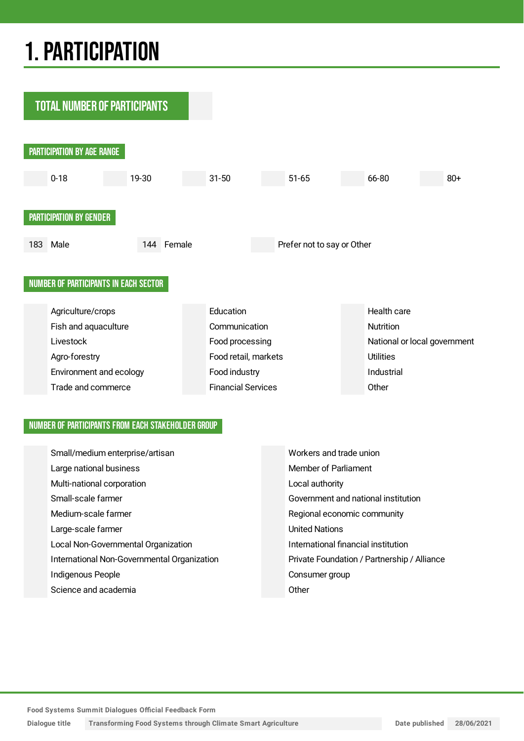# 1. PARTICIPATION

## TOTAL NUMBER OF PARTICIPANTS

### PARTICIPATION BY AGE RANGE

| | |
|---|---|
| | 0-18 |
| | 19-30 |
| | 31-50 |
| | 51-65 |
| | 66-80 |
| | 80+ |

### PARTICIPATION BY GENDER

| | |
|---|---|
| 183 | Male |
| 144 | Female |
| | Prefer not to say or Other |

### NUMBER OF PARTICIPANTS IN EACH SECTOR

| | |
|---|---|
| | Agriculture/crops |
| | Fish and aquaculture |
| | Livestock |
| | Agro-forestry |
| | Environment and ecology |
| | Trade and commerce |
| | Education |
| | Communication |
| | Food processing |
| | Food retail, markets |
| | Food industry |
| | Financial Services |
| | Health care |
| | Nutrition |
| | National or local government |
| | Utilities |
| | Industrial |
| | Other |

### NUMBER OF PARTICIPANTS FROM EACH STAKEHOLDER GROUP

| | |
|---|---|
| | Small/medium enterprise/artisan |
| | Large national business |
| | Multi-national corporation |
| | Small-scale farmer |
| | Medium-scale farmer |
| | Large-scale farmer |
| | Local Non-Governmental Organization |
| | International Non-Governmental Organization |
| | Indigenous People |
| | Science and academia |
| | Workers and trade union |
| | Member of Parliament |
| | Local authority |
| | Government and national institution |
| | Regional economic community |
| | United Nations |
| | International financial institution |
| | Private Foundation / Partnership / Alliance |
| | Consumer group |
| | Other |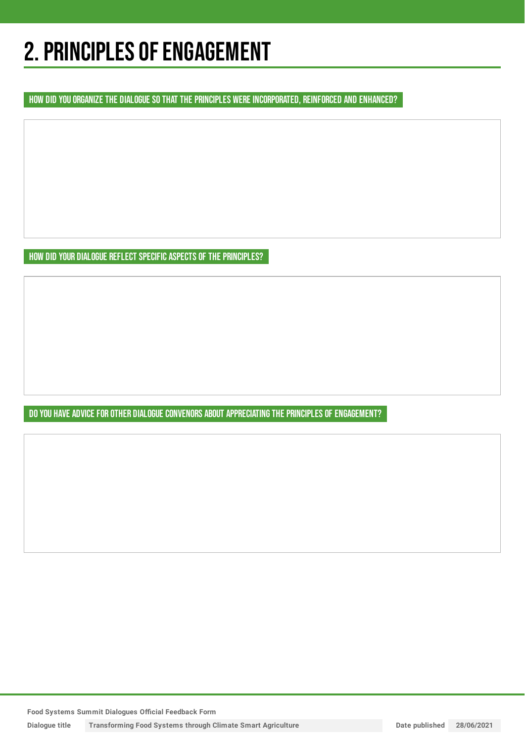# 2. PRINCIPLES OF ENGAGEMENT

### HOW DID YOU ORGANIZE THE DIALOGUE SO THAT THE PRINCIPLES WERE INCORPORATED, REINFORCED AND ENHANCED?

### HOW DID YOUR DIALOGUE REFLECT SPECIFIC ASPECTS OF THE PRINCIPLES?

### DO YOU HAVE ADVICE FOR OTHER DIALOGUE CONVENORS ABOUT APPRECIATING THE PRINCIPLES OF ENGAGEMENT?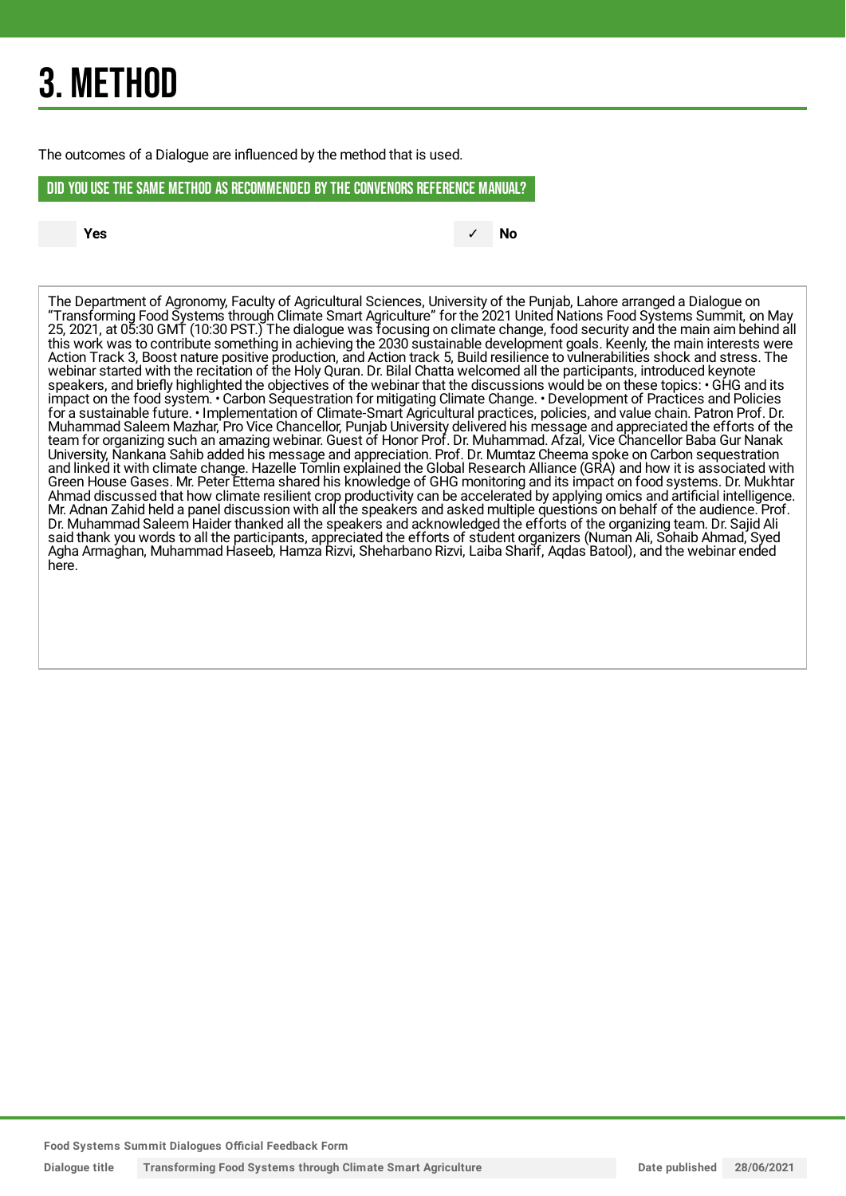# 3. METHOD

The outcomes of a Dialogue are influenced by the method that is used.

## DID YOU USE THE SAME METHOD AS RECOMMENDED BY THE CONVENORS REFERENCE MANUAL?

- [ ] Yes
- [x] No

The Department of Agronomy, Faculty of Agricultural Sciences, University of the Punjab, Lahore arranged a Dialogue on "Transforming Food Systems through Climate Smart Agriculture" for the 2021 United Nations Food Systems Summit, on May 25, 2021, at 05:30 GMT (10:30 PST.) The dialogue was focusing on climate change, food security and the main aim behind all this work was to contribute something in achieving the 2030 sustainable development goals. Keenly, the main interests were Action Track 3, Boost nature positive production, and Action track 5, Build resilience to vulnerabilities shock and stress. The webinar started with the recitation of the Holy Quran. Dr. Bilal Chatta welcomed all the participants, introduced keynote speakers, and briefly highlighted the objectives of the webinar that the discussions would be on these topics: • GHG and its impact on the food system. • Carbon Sequestration for mitigating Climate Change. • Development of Practices and Policies for a sustainable future. • Implementation of Climate-Smart Agricultural practices, policies, and value chain. Patron Prof. Dr. Muhammad Saleem Mazhar, Pro Vice Chancellor, Punjab University delivered his message and appreciated the efforts of the team for organizing such an amazing webinar. Guest of Honor Prof. Dr. Muhammad. Afzal, Vice Chancellor Baba Gur Nanak University, Nankana Sahib added his message and appreciation. Prof. Dr. Mumtaz Cheema spoke on Carbon sequestration and linked it with climate change. Hazelle Tomlin explained the Global Research Alliance (GRA) and how it is associated with Green House Gases. Mr. Peter Ettema shared his knowledge of GHG monitoring and its impact on food systems. Dr. Mukhtar Ahmad discussed that how climate resilient crop productivity can be accelerated by applying omics and artificial intelligence. Mr. Adnan Zahid held a panel discussion with all the speakers and asked multiple questions on behalf of the audience. Prof. Dr. Muhammad Saleem Haider thanked all the speakers and acknowledged the efforts of the organizing team. Dr. Sajid Ali said thank you words to all the participants, appreciated the efforts of student organizers (Numan Ali, Sohaib Ahmad, Syed Agha Armaghan, Muhammad Haseeb, Hamza Rizvi, Sheharbano Rizvi, Laiba Sharif, Aqdas Batool), and the webinar ended here.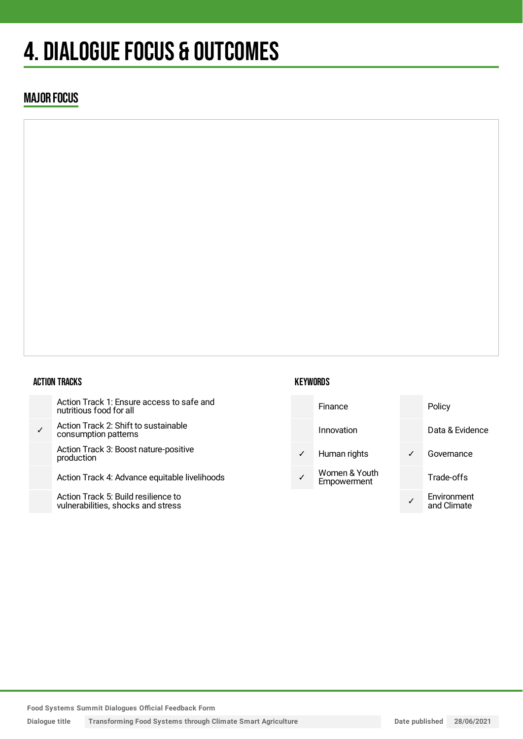# 4. DIALOGUE FOCUS & OUTCOMES

## MAJOR FOCUS

### ACTION TRACKS

| | |
|---|---|
| | Action Track 1: Ensure access to safe and nutritious food for all |
| ✓ | Action Track 2: Shift to sustainable consumption patterns |
| | Action Track 3: Boost nature-positive production |
| | Action Track 4: Advance equitable livelihoods |
| | Action Track 5: Build resilience to vulnerabilities, shocks and stress |

### KEYWORDS

| | | | |
|---|---|---|---|
| | Finance | | Policy |
| | Innovation | | Data & Evidence |
| ✓ | Human rights | ✓ | Governance |
| ✓ | Women & Youth Empowerment | | Trade-offs |
| | | ✓ | Environment and Climate |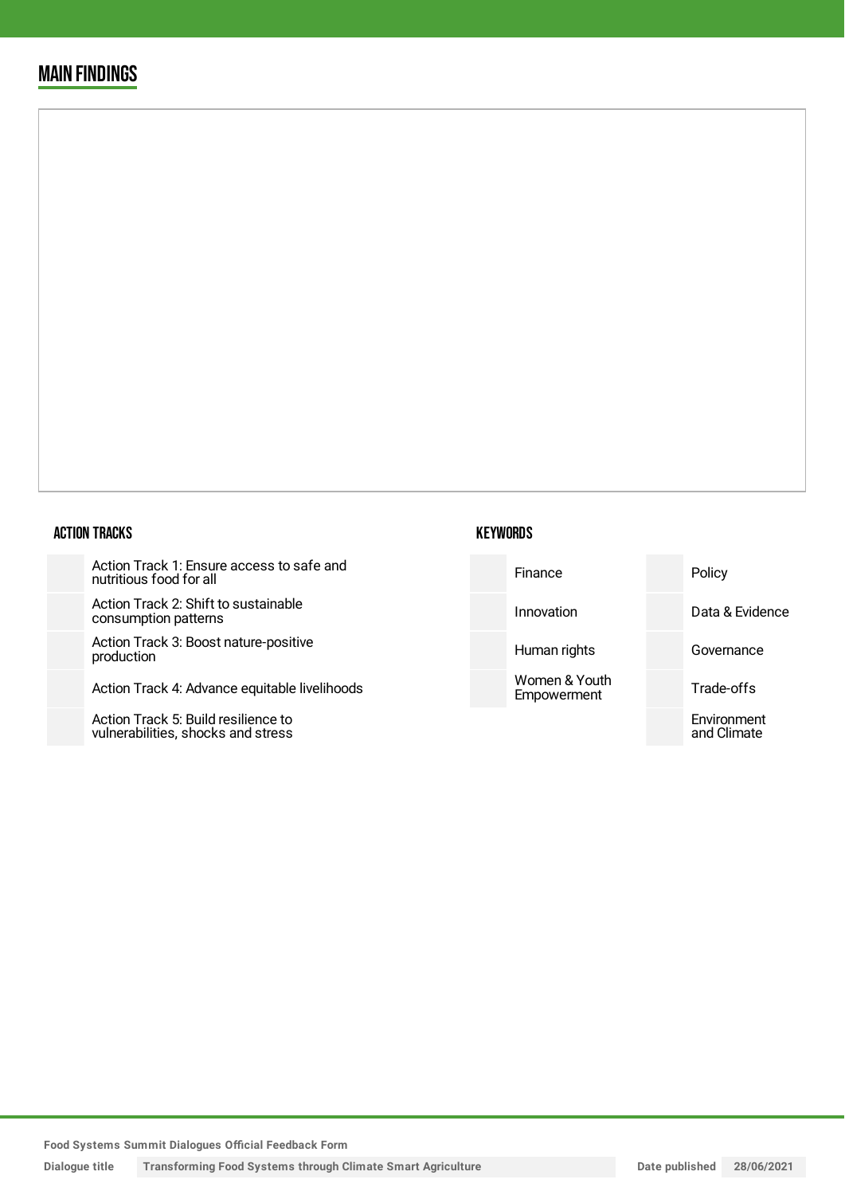## MAIN FINDINGS

### ACTION TRACKS

| | |
|---|---|
| | Action Track 1: Ensure access to safe and nutritious food for all |
| | Action Track 2: Shift to sustainable consumption patterns |
| | Action Track 3: Boost nature-positive production |
| | Action Track 4: Advance equitable livelihoods |
| | Action Track 5: Build resilience to vulnerabilities, shocks and stress |

### KEYWORDS

| | | | |
|---|---|---|---|
| | Finance | | Policy |
| | Innovation | | Data & Evidence |
| | Human rights | | Governance |
| | Women & Youth Empowerment | | Trade-offs |
| | | | Environment and Climate |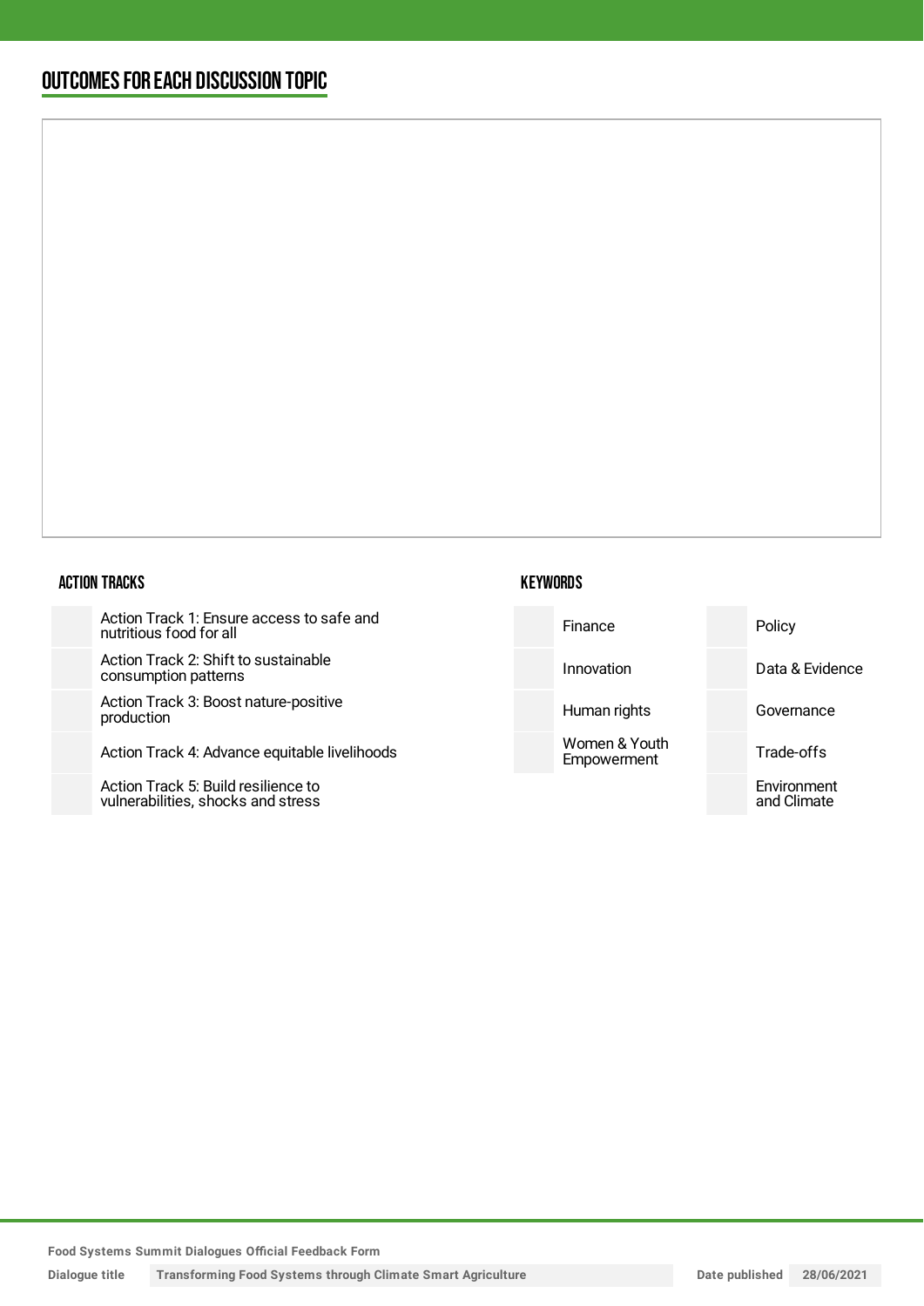## OUTCOMES FOR EACH DISCUSSION TOPIC

### ACTION TRACKS

| | |
|---|---|
| | Action Track 1: Ensure access to safe and nutritious food for all |
| | Action Track 2: Shift to sustainable consumption patterns |
| | Action Track 3: Boost nature-positive production |
| | Action Track 4: Advance equitable livelihoods |
| | Action Track 5: Build resilience to vulnerabilities, shocks and stress |

### KEYWORDS

| | | | |
|---|---|---|---|
| | Finance | | Policy |
| | Innovation | | Data & Evidence |
| | Human rights | | Governance |
| | Women & Youth Empowerment | | Trade-offs |
| | | | Environment and Climate |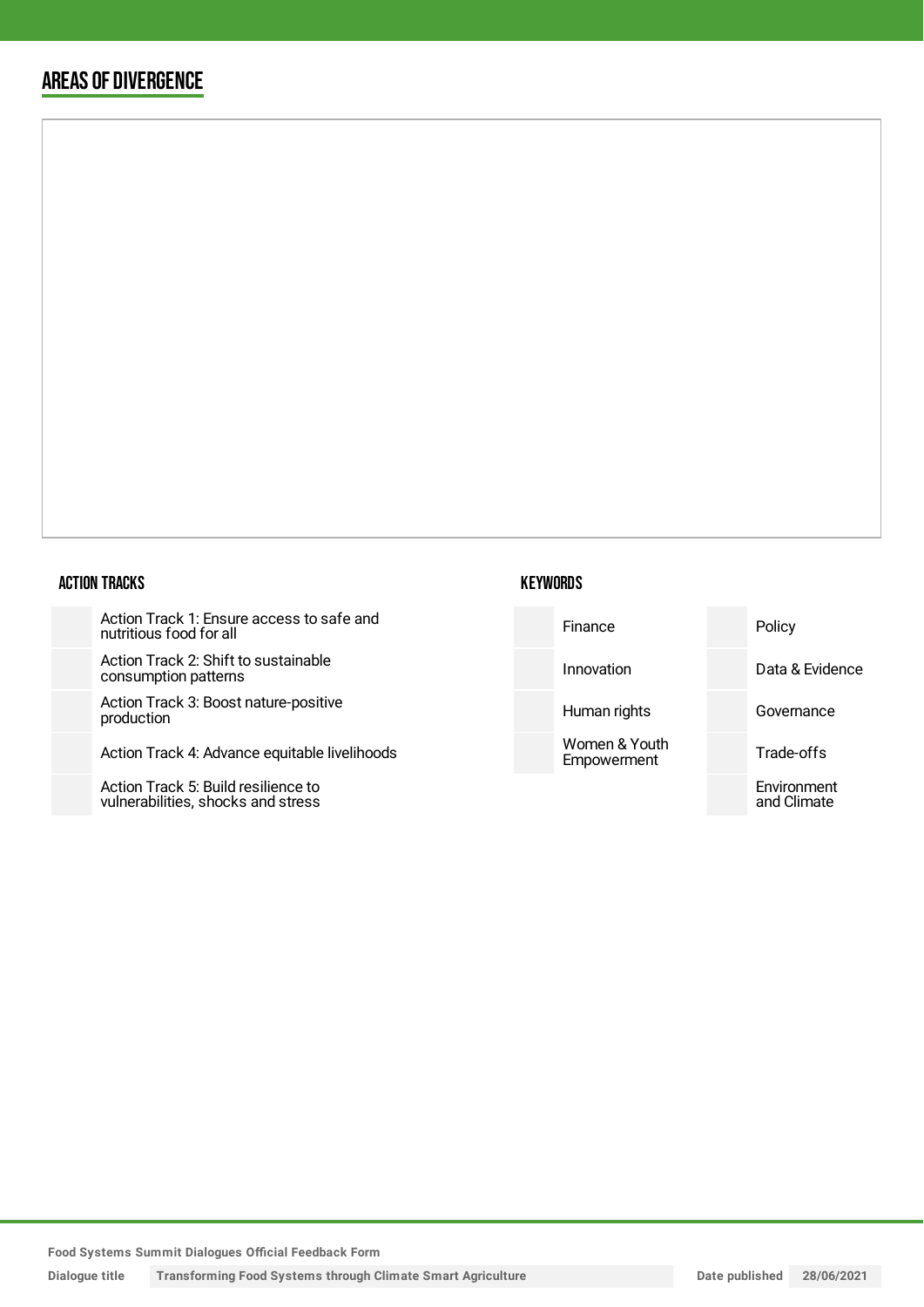## AREAS OF DIVERGENCE

### ACTION TRACKS

- Action Track 1: Ensure access to safe and nutritious food for all
- Action Track 2: Shift to sustainable consumption patterns
- Action Track 3: Boost nature-positive production
- Action Track 4: Advance equitable livelihoods
- Action Track 5: Build resilience to vulnerabilities, shocks and stress

### KEYWORDS

| | | | |
|---|---|---|---|
| | Finance | | Policy |
| | Innovation | | Data & Evidence |
| | Human rights | | Governance |
| | Women & Youth Empowerment | | Trade-offs |
| | | | Environment and Climate |